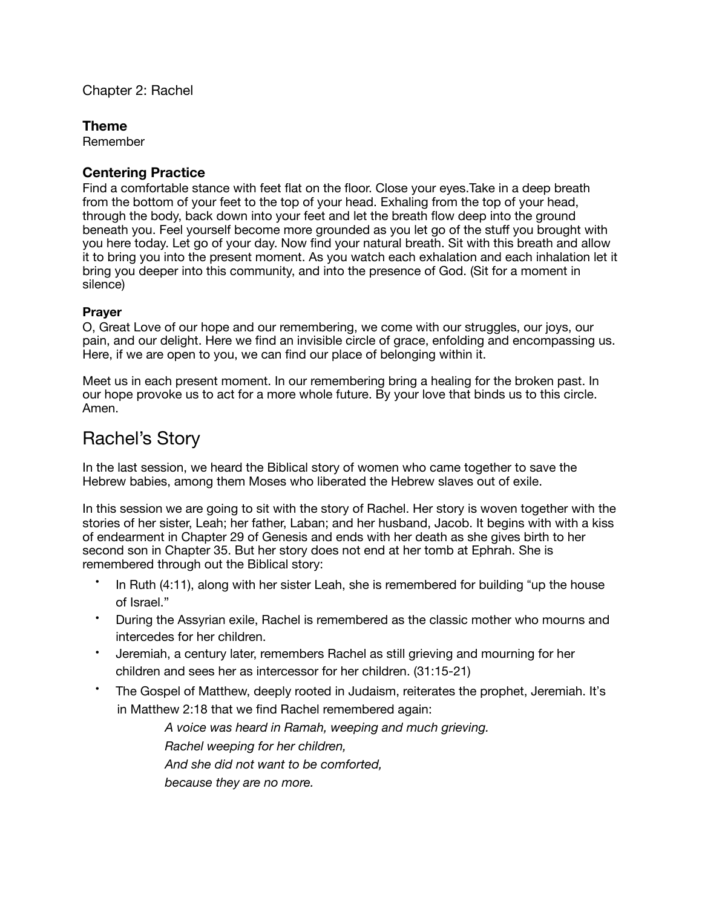Chapter 2: Rachel

### Theme

Remember

### Centering Practice

Find a comfortable stance with feet flat on the floor. Close your eyes.Take in a deep breath from the bottom of your feet to the top of your head. Exhaling from the top of your head, through the body, back down into your feet and let the breath flow deep into the ground beneath you. Feel yourself become more grounded as you let go of the stuff you brought with you here today. Let go of your day. Now find your natural breath. Sit with this breath and allow it to bring you into the present moment. As you watch each exhalation and each inhalation let it bring you deeper into this community, and into the presence of God. (Sit for a moment in silence)

### Prayer

O, Great Love of our hope and our remembering, we come with our struggles, our joys, our pain, and our delight. Here we find an invisible circle of grace, enfolding and encompassing us. Here, if we are open to you, we can find our place of belonging within it.

Meet us in each present moment. In our remembering bring a healing for the broken past. In our hope provoke us to act for a more whole future. By your love that binds us to this circle. Amen.

## Rachel's Story

In the last session, we heard the Biblical story of women who came together to save the Hebrew babies, among them Moses who liberated the Hebrew slaves out of exile.

In this session we are going to sit with the story of Rachel. Her story is woven together with the stories of her sister, Leah; her father, Laban; and her husband, Jacob. It begins with with a kiss of endearment in Chapter 29 of Genesis and ends with her death as she gives birth to her second son in Chapter 35. But her story does not end at her tomb at Ephrah. She is remembered through out the Biblical story:

- In Ruth (4:11), along with her sister Leah, she is remembered for building "up the house of Israel."
- During the Assyrian exile, Rachel is remembered as the classic mother who mourns and intercedes for her children.
- Jeremiah, a century later, remembers Rachel as still grieving and mourning for her children and sees her as intercessor for her children. (31:15-21)
- The Gospel of Matthew, deeply rooted in Judaism, reiterates the prophet, Jeremiah. It's in Matthew 2:18 that we find Rachel remembered again:

  *A voice was heard in Ramah, weeping and much grieving.*
  *Rachel weeping for her children,*
  *And she did not want to be comforted,*
  *because they are no more.*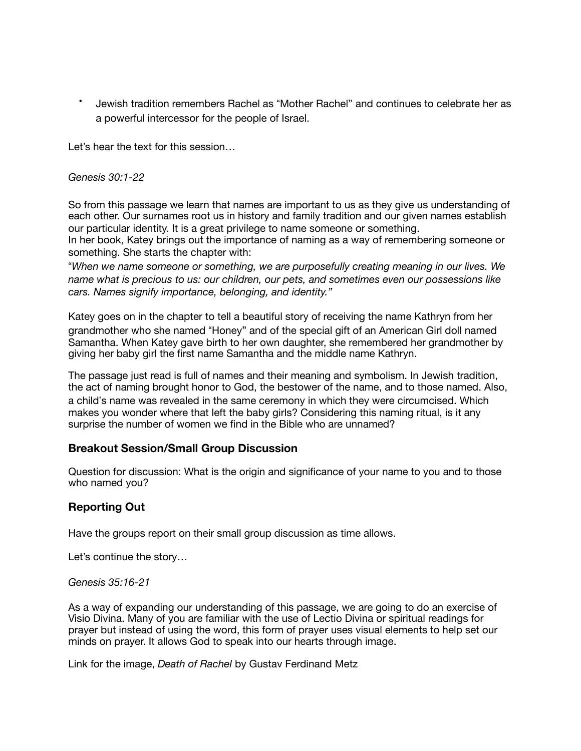- Jewish tradition remembers Rachel as "Mother Rachel" and continues to celebrate her as a powerful intercessor for the people of Israel.

Let's hear the text for this session…

*Genesis 30:1-22*

So from this passage we learn that names are important to us as they give us understanding of each other. Our surnames root us in history and family tradition and our given names establish our particular identity. It is a great privilege to name someone or something.
In her book, Katey brings out the importance of naming as a way of remembering someone or something. She starts the chapter with:

"*When we name someone or something, we are purposefully creating meaning in our lives. We name what is precious to us: our children, our pets, and sometimes even our possessions like cars. Names signify importance, belonging, and identity."*

Katey goes on in the chapter to tell a beautiful story of receiving the name Kathryn from her grandmother who she named "Honey" and of the special gift of an American Girl doll named Samantha. When Katey gave birth to her own daughter, she remembered her grandmother by giving her baby girl the first name Samantha and the middle name Kathryn.

The passage just read is full of names and their meaning and symbolism. In Jewish tradition, the act of naming brought honor to God, the bestower of the name, and to those named. Also, a child's name was revealed in the same ceremony in which they were circumcised. Which makes you wonder where that left the baby girls? Considering this naming ritual, is it any surprise the number of women we find in the Bible who are unnamed?

### Breakout Session/Small Group Discussion

Question for discussion: What is the origin and significance of your name to you and to those who named you?

### Reporting Out

Have the groups report on their small group discussion as time allows.

Let's continue the story…

*Genesis 35:16-21*

As a way of expanding our understanding of this passage, we are going to do an exercise of Visio Divina. Many of you are familiar with the use of Lectio Divina or spiritual readings for prayer but instead of using the word, this form of prayer uses visual elements to help set our minds on prayer. It allows God to speak into our hearts through image.

Link for the image, *Death of Rachel* by Gustav Ferdinand Metz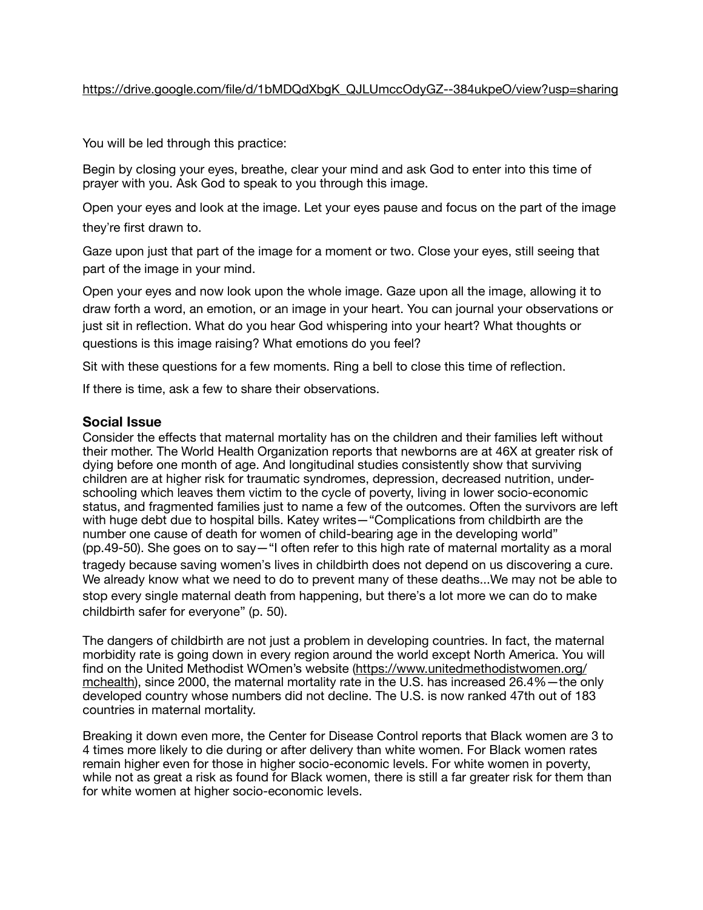https://drive.google.com/file/d/1bMDQdXbgK_QJLUmccOdyGZ--384ukpeO/view?usp=sharing

You will be led through this practice:

Begin by closing your eyes, breathe, clear your mind and ask God to enter into this time of prayer with you. Ask God to speak to you through this image.

Open your eyes and look at the image. Let your eyes pause and focus on the part of the image they're first drawn to.

Gaze upon just that part of the image for a moment or two. Close your eyes, still seeing that part of the image in your mind.

Open your eyes and now look upon the whole image. Gaze upon all the image, allowing it to draw forth a word, an emotion, or an image in your heart. You can journal your observations or just sit in reflection. What do you hear God whispering into your heart? What thoughts or questions is this image raising? What emotions do you feel?

Sit with these questions for a few moments. Ring a bell to close this time of reflection.

If there is time, ask a few to share their observations.

### Social Issue

Consider the effects that maternal mortality has on the children and their families left without their mother. The World Health Organization reports that newborns are at 46X at greater risk of dying before one month of age. And longitudinal studies consistently show that surviving children are at higher risk for traumatic syndromes, depression, decreased nutrition, under-schooling which leaves them victim to the cycle of poverty, living in lower socio-economic status, and fragmented families just to name a few of the outcomes. Often the survivors are left with huge debt due to hospital bills. Katey writes—"Complications from childbirth are the number one cause of death for women of child-bearing age in the developing world" (pp.49-50). She goes on to say—"I often refer to this high rate of maternal mortality as a moral tragedy because saving women's lives in childbirth does not depend on us discovering a cure. We already know what we need to do to prevent many of these deaths...We may not be able to stop every single maternal death from happening, but there's a lot more we can do to make childbirth safer for everyone" (p. 50).

The dangers of childbirth are not just a problem in developing countries. In fact, the maternal morbidity rate is going down in every region around the world except North America. You will find on the United Methodist WOmen's website (https://www.unitedmethodistwomen.org/mchealth), since 2000, the maternal mortality rate in the U.S. has increased 26.4%—the only developed country whose numbers did not decline. The U.S. is now ranked 47th out of 183 countries in maternal mortality.

Breaking it down even more, the Center for Disease Control reports that Black women are 3 to 4 times more likely to die during or after delivery than white women. For Black women rates remain higher even for those in higher socio-economic levels. For white women in poverty, while not as great a risk as found for Black women, there is still a far greater risk for them than for white women at higher socio-economic levels.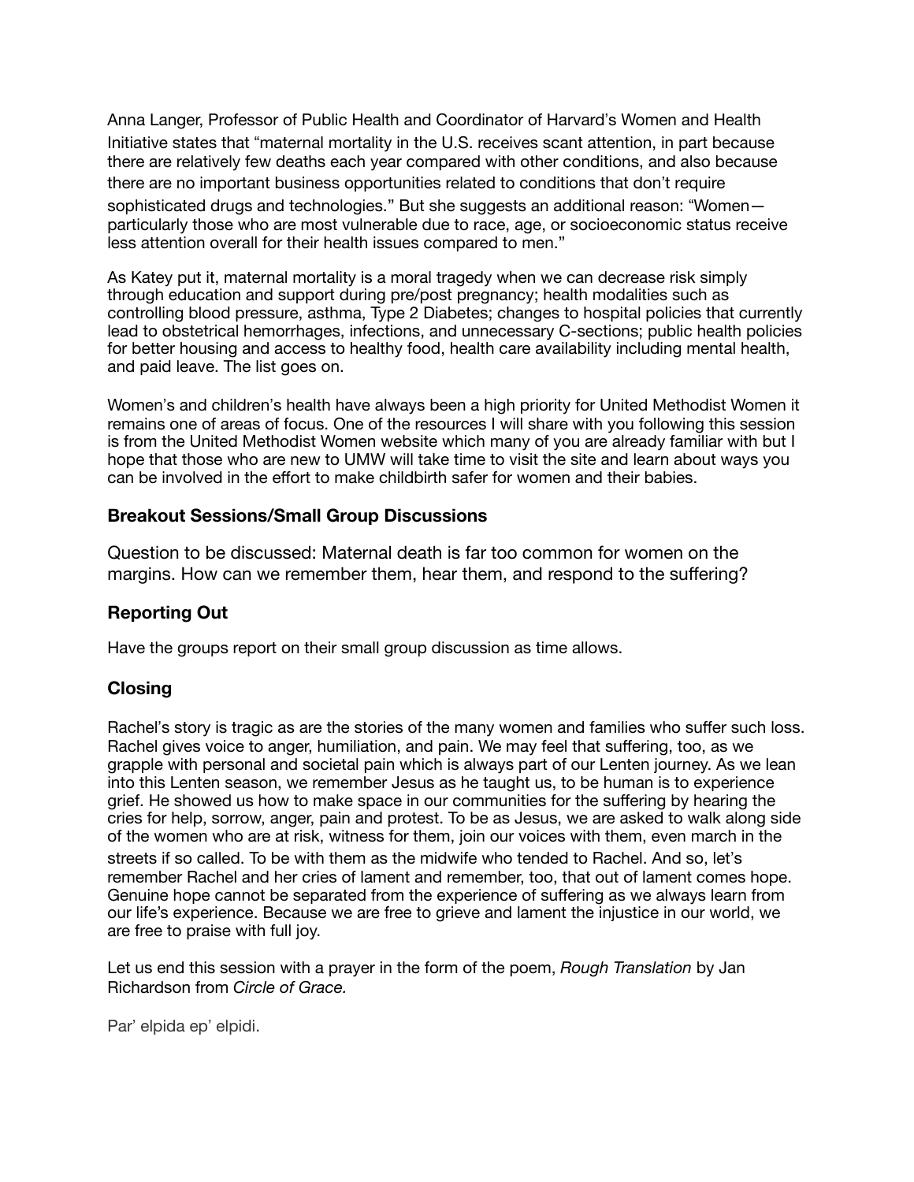Anna Langer, Professor of Public Health and Coordinator of Harvard's Women and Health Initiative states that "maternal mortality in the U.S. receives scant attention, in part because there are relatively few deaths each year compared with other conditions, and also because there are no important business opportunities related to conditions that don't require sophisticated drugs and technologies." But she suggests an additional reason: "Women—particularly those who are most vulnerable due to race, age, or socioeconomic status receive less attention overall for their health issues compared to men."

As Katey put it, maternal mortality is a moral tragedy when we can decrease risk simply through education and support during pre/post pregnancy; health modalities such as controlling blood pressure, asthma, Type 2 Diabetes; changes to hospital policies that currently lead to obstetrical hemorrhages, infections, and unnecessary C-sections; public health policies for better housing and access to healthy food, health care availability including mental health, and paid leave. The list goes on.

Women's and children's health have always been a high priority for United Methodist Women it remains one of areas of focus. One of the resources I will share with you following this session is from the United Methodist Women website which many of you are already familiar with but I hope that those who are new to UMW will take time to visit the site and learn about ways you can be involved in the effort to make childbirth safer for women and their babies.

### Breakout Sessions/Small Group Discussions

Question to be discussed: Maternal death is far too common for women on the margins. How can we remember them, hear them, and respond to the suffering?

### Reporting Out

Have the groups report on their small group discussion as time allows.

### Closing

Rachel's story is tragic as are the stories of the many women and families who suffer such loss. Rachel gives voice to anger, humiliation, and pain. We may feel that suffering, too, as we grapple with personal and societal pain which is always part of our Lenten journey. As we lean into this Lenten season, we remember Jesus as he taught us, to be human is to experience grief. He showed us how to make space in our communities for the suffering by hearing the cries for help, sorrow, anger, pain and protest. To be as Jesus, we are asked to walk along side of the women who are at risk, witness for them, join our voices with them, even march in the streets if so called. To be with them as the midwife who tended to Rachel. And so, let's remember Rachel and her cries of lament and remember, too, that out of lament comes hope. Genuine hope cannot be separated from the experience of suffering as we always learn from our life's experience. Because we are free to grieve and lament the injustice in our world, we are free to praise with full joy.

Let us end this session with a prayer in the form of the poem, *Rough Translation* by Jan Richardson from *Circle of Grace.*

Par' elpida ep' elpidi.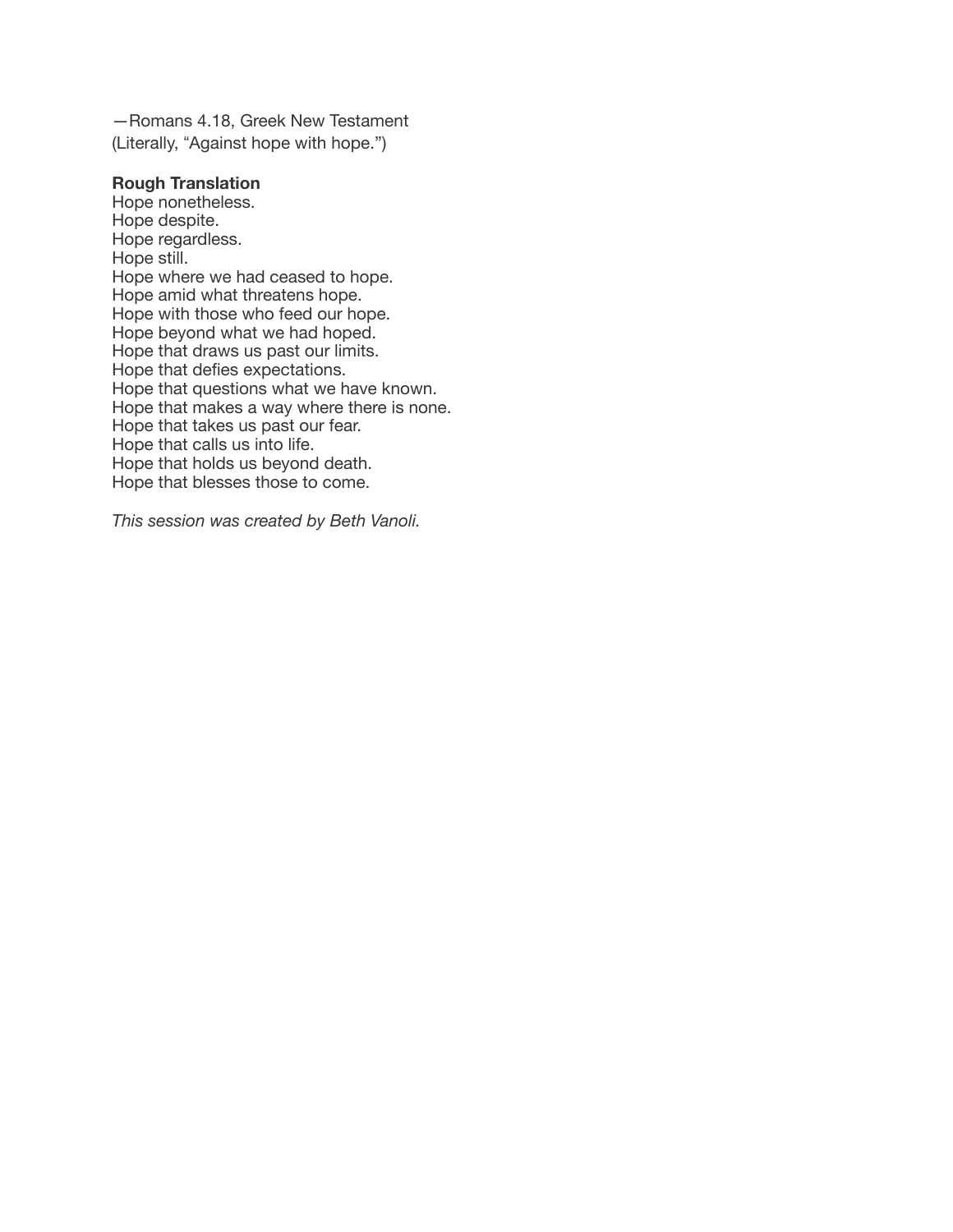—Romans 4.18, Greek New Testament
(Literally, “Against hope with hope.”)

**Rough Translation**
Hope nonetheless.
Hope despite.
Hope regardless.
Hope still.
Hope where we had ceased to hope.
Hope amid what threatens hope.
Hope with those who feed our hope.
Hope beyond what we had hoped.
Hope that draws us past our limits.
Hope that defies expectations.
Hope that questions what we have known.
Hope that makes a way where there is none.
Hope that takes us past our fear.
Hope that calls us into life.
Hope that holds us beyond death.
Hope that blesses those to come.

*This session was created by Beth Vanoli.*